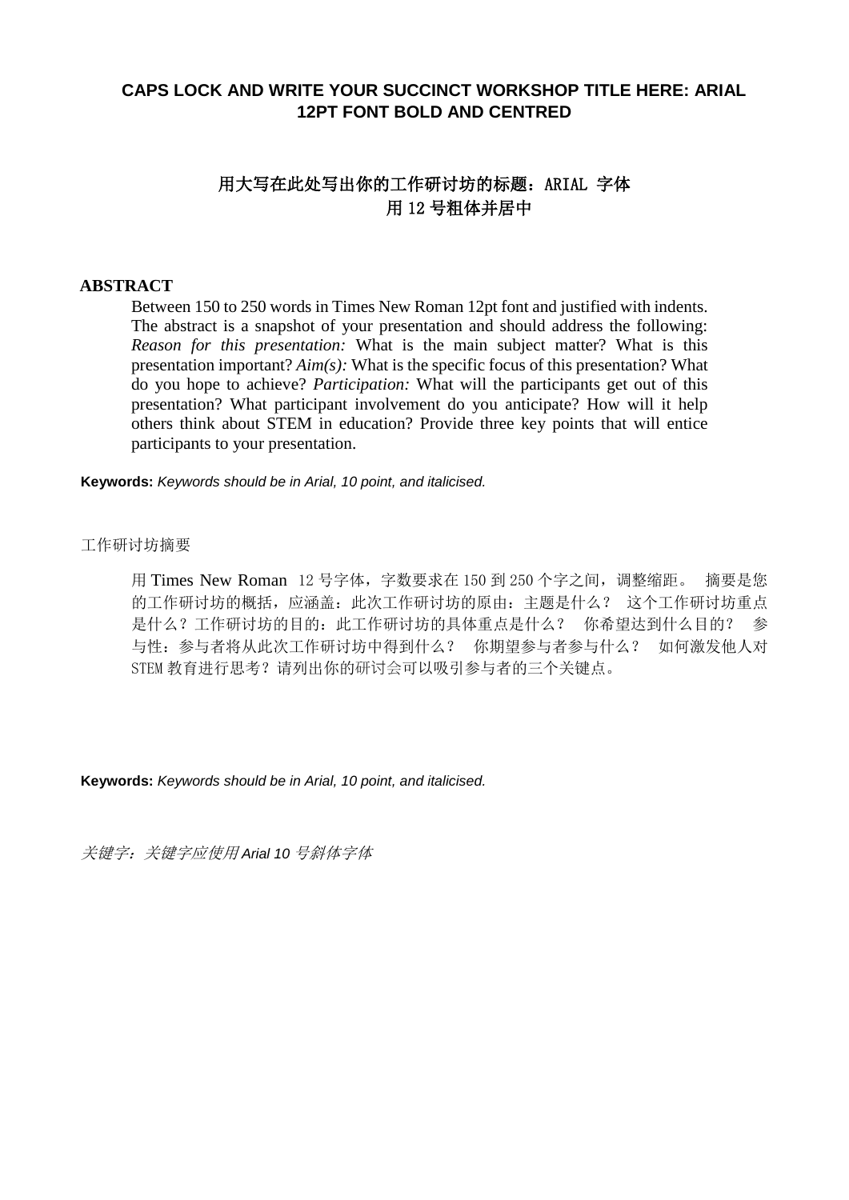# CAPS LOCK AND WRITE YOUR SUCCINCT WORKSHOP TITLE HERE: ARIAL 12PT FONT BOLD AND CENTRED

# 用大写在此处写出你的工作研讨坊的标题：ARIAL 字体 用 12 号粗体并居中

**ABSTRACT**

Between 150 to 250 words in Times New Roman 12pt font and justified with indents. The abstract is a snapshot of your presentation and should address the following: *Reason for this presentation:* What is the main subject matter? What is this presentation important? *Aim(s):* What is the specific focus of this presentation? What do you hope to achieve? *Participation:* What will the participants get out of this presentation? What participant involvement do you anticipate? How will it help others think about STEM in education? Provide three key points that will entice participants to your presentation.

**Keywords:** *Keywords should be in Arial, 10 point, and italicised.*

工作研讨坊摘要

用 Times New Roman 12 号字体，字数要求在 150 到 250 个字之间，调整缩距。 摘要是您的工作研讨坊的概括，应涵盖：此次工作研讨坊的原由：主题是什么？ 这个工作研讨坊重点是什么？工作研讨坊的目的：此工作研讨坊的具体重点是什么？ 你希望达到什么目的？ 参与性：参与者将从此次工作研讨坊中得到什么？ 你期望参与者参与什么？ 如何激发他人对 STEM 教育进行思考？请列出你的研讨会可以吸引参与者的三个关键点。

**Keywords:** *Keywords should be in Arial, 10 point, and italicised.*

*关键字：关键字应使用 Arial 10 号斜体字体*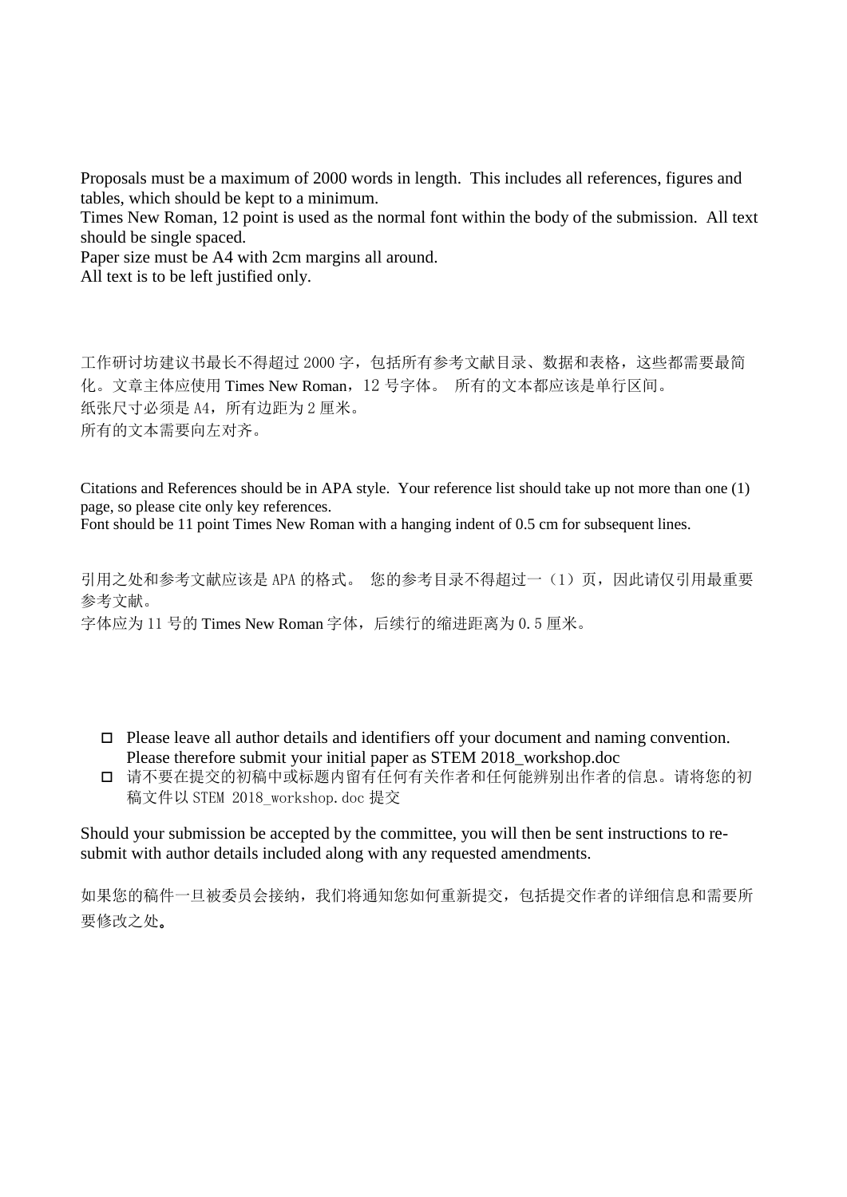Proposals must be a maximum of 2000 words in length. This includes all references, figures and tables, which should be kept to a minimum.
Times New Roman, 12 point is used as the normal font within the body of the submission. All text should be single spaced.
Paper size must be A4 with 2cm margins all around.
All text is to be left justified only.

工作研讨坊建议书最长不得超过 2000 字，包括所有参考文献目录、数据和表格，这些都需要最简化。文章主体应使用 Times New Roman，12 号字体。 所有的文本都应该是单行区间。
纸张尺寸必须是 A4，所有边距为 2 厘米。
所有的文本需要向左对齐。

Citations and References should be in APA style. Your reference list should take up not more than one (1) page, so please cite only key references.
Font should be 11 point Times New Roman with a hanging indent of 0.5 cm for subsequent lines.

引用之处和参考文献应该是 APA 的格式。 您的参考目录不得超过一（1）页，因此请仅引用最重要参考文献。
字体应为 11 号的 Times New Roman 字体，后续行的缩进距离为 0.5 厘米。

- ☐ Please leave all author details and identifiers off your document and naming convention. Please therefore submit your initial paper as STEM 2018_workshop.doc
- ☐ 请不要在提交的初稿中或标题内留有任何有关作者和任何能辨别出作者的信息。请将您的初稿文件以 STEM 2018_workshop.doc 提交

Should your submission be accepted by the committee, you will then be sent instructions to re-submit with author details included along with any requested amendments.

如果您的稿件一旦被委员会接纳，我们将通知您如何重新提交，包括提交作者的详细信息和需要所要修改之处。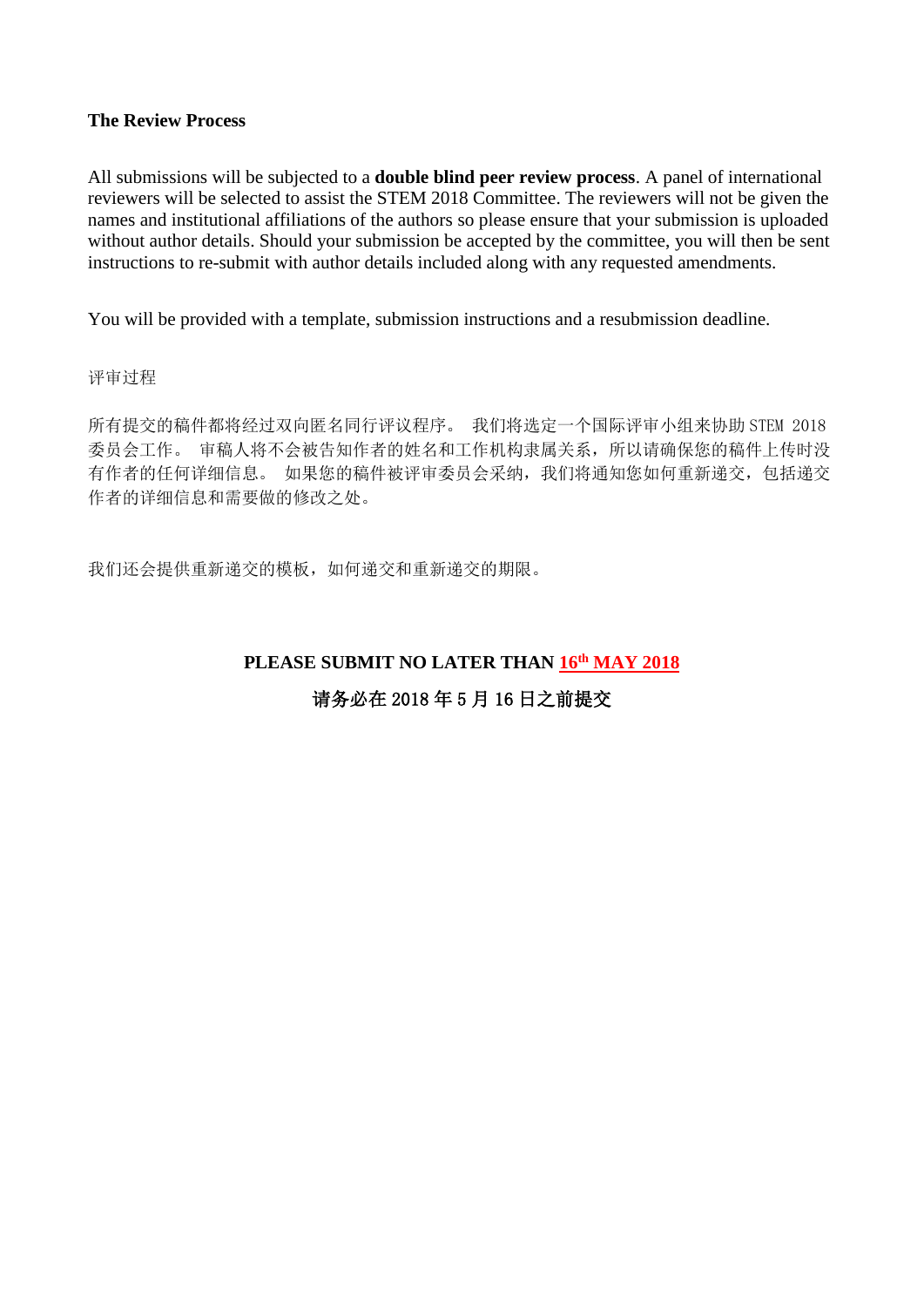**The Review Process**

All submissions will be subjected to a **double blind peer review process**. A panel of international reviewers will be selected to assist the STEM 2018 Committee. The reviewers will not be given the names and institutional affiliations of the authors so please ensure that your submission is uploaded without author details. Should your submission be accepted by the committee, you will then be sent instructions to re-submit with author details included along with any requested amendments.

You will be provided with a template, submission instructions and a resubmission deadline.

评审过程

所有提交的稿件都将经过双向匿名同行评议程序。 我们将选定一个国际评审小组来协助 STEM 2018 委员会工作。 审稿人将不会被告知作者的姓名和工作机构隶属关系，所以请确保您的稿件上传时没有作者的任何详细信息。 如果您的稿件被评审委员会采纳，我们将通知您如何重新递交，包括递交作者的详细信息和需要做的修改之处。

我们还会提供重新递交的模板，如何递交和重新递交的期限。

**PLEASE SUBMIT NO LATER THAN 16th MAY 2018**

**请务必在 2018 年 5 月 16 日之前提交**